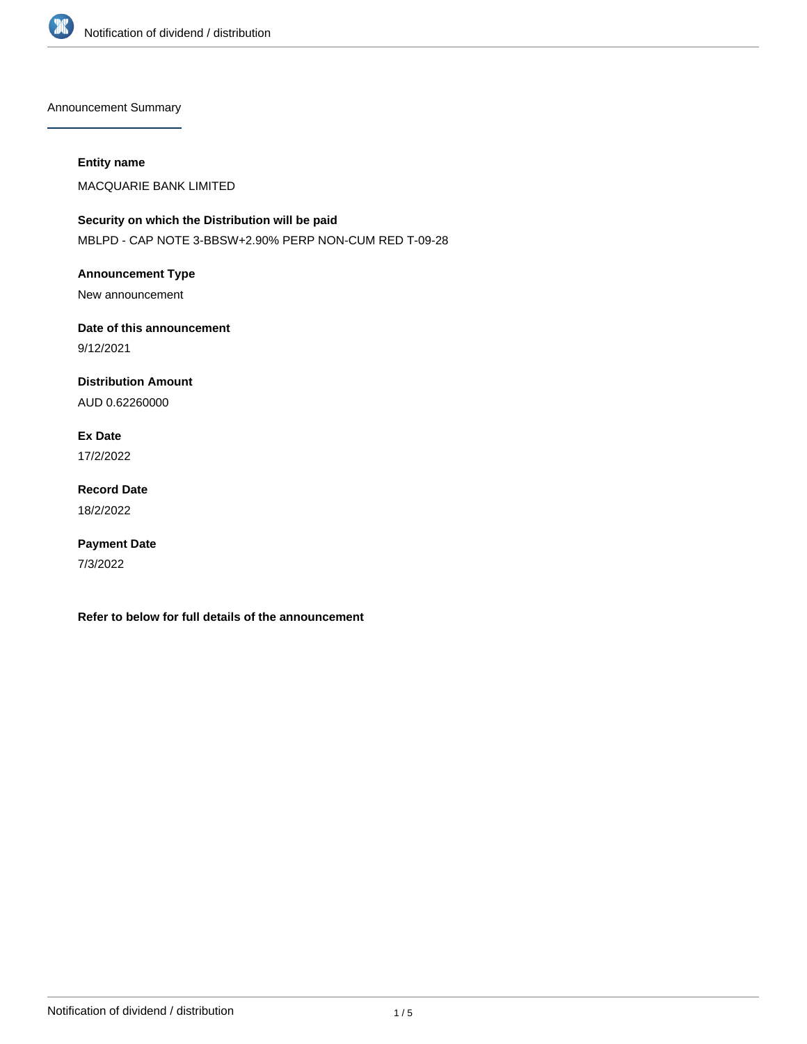## Announcement Summary

**Entity name**

MACQUARIE BANK LIMITED

**Security on which the Distribution will be paid**

MBLPD - CAP NOTE 3-BBSW+2.90% PERP NON-CUM RED T-09-28

**Announcement Type**

New announcement

**Date of this announcement**

9/12/2021

**Distribution Amount**

AUD 0.62260000

**Ex Date**

17/2/2022

**Record Date**

18/2/2022

**Payment Date**

7/3/2022

**Refer to below for full details of the announcement**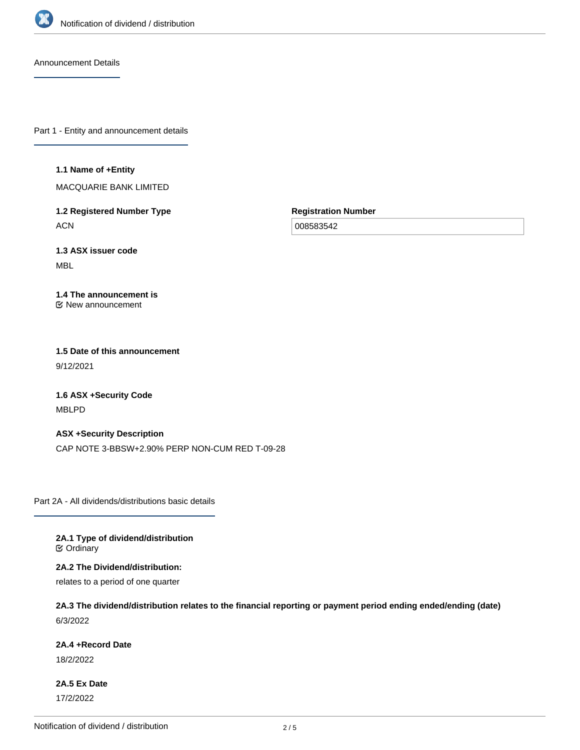Announcement Details

## Part 1 - Entity and announcement details

**1.1 Name of +Entity**

MACQUARIE BANK LIMITED

**1.2 Registered Number Type**

ACN

**Registration Number**

008583542

**1.3 ASX issuer code**

MBL

**1.4 The announcement is**

New announcement

**1.5 Date of this announcement**

9/12/2021

**1.6 ASX +Security Code**

MBLPD

**ASX +Security Description**

CAP NOTE 3-BBSW+2.90% PERP NON-CUM RED T-09-28

## Part 2A - All dividends/distributions basic details

**2A.1 Type of dividend/distribution**

Ordinary

**2A.2 The Dividend/distribution:**

relates to a period of one quarter

**2A.3 The dividend/distribution relates to the financial reporting or payment period ending ended/ending (date)**

6/3/2022

**2A.4 +Record Date**

18/2/2022

**2A.5 Ex Date**

17/2/2022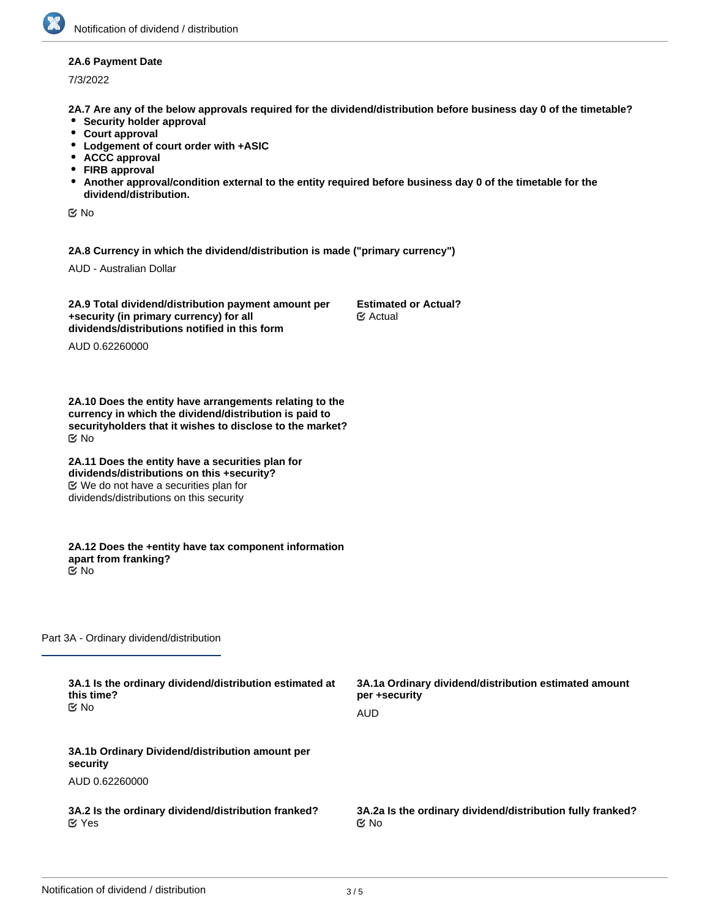**2A.6 Payment Date**

7/3/2022

**2A.7 Are any of the below approvals required for the dividend/distribution before business day 0 of the timetable?**

- **Security holder approval**
- **Court approval**
- **Lodgement of court order with +ASIC**
- **ACCC approval**
- **FIRB approval**
- **Another approval/condition external to the entity required before business day 0 of the timetable for the dividend/distribution.**

No

**2A.8 Currency in which the dividend/distribution is made ("primary currency")**

AUD - Australian Dollar

**2A.9 Total dividend/distribution payment amount per +security (in primary currency) for all dividends/distributions notified in this form**

AUD 0.62260000

**Estimated or Actual?**

Actual

**2A.10 Does the entity have arrangements relating to the currency in which the dividend/distribution is paid to securityholders that it wishes to disclose to the market?**

No

**2A.11 Does the entity have a securities plan for dividends/distributions on this +security?**

We do not have a securities plan for dividends/distributions on this security

**2A.12 Does the +entity have tax component information apart from franking?**

No

## Part 3A - Ordinary dividend/distribution

**3A.1 Is the ordinary dividend/distribution estimated at this time?**

No

**3A.1a Ordinary dividend/distribution estimated amount per +security**

AUD

**3A.1b Ordinary Dividend/distribution amount per security**

AUD 0.62260000

**3A.2 Is the ordinary dividend/distribution franked?**

Yes

**3A.2a Is the ordinary dividend/distribution fully franked?**

No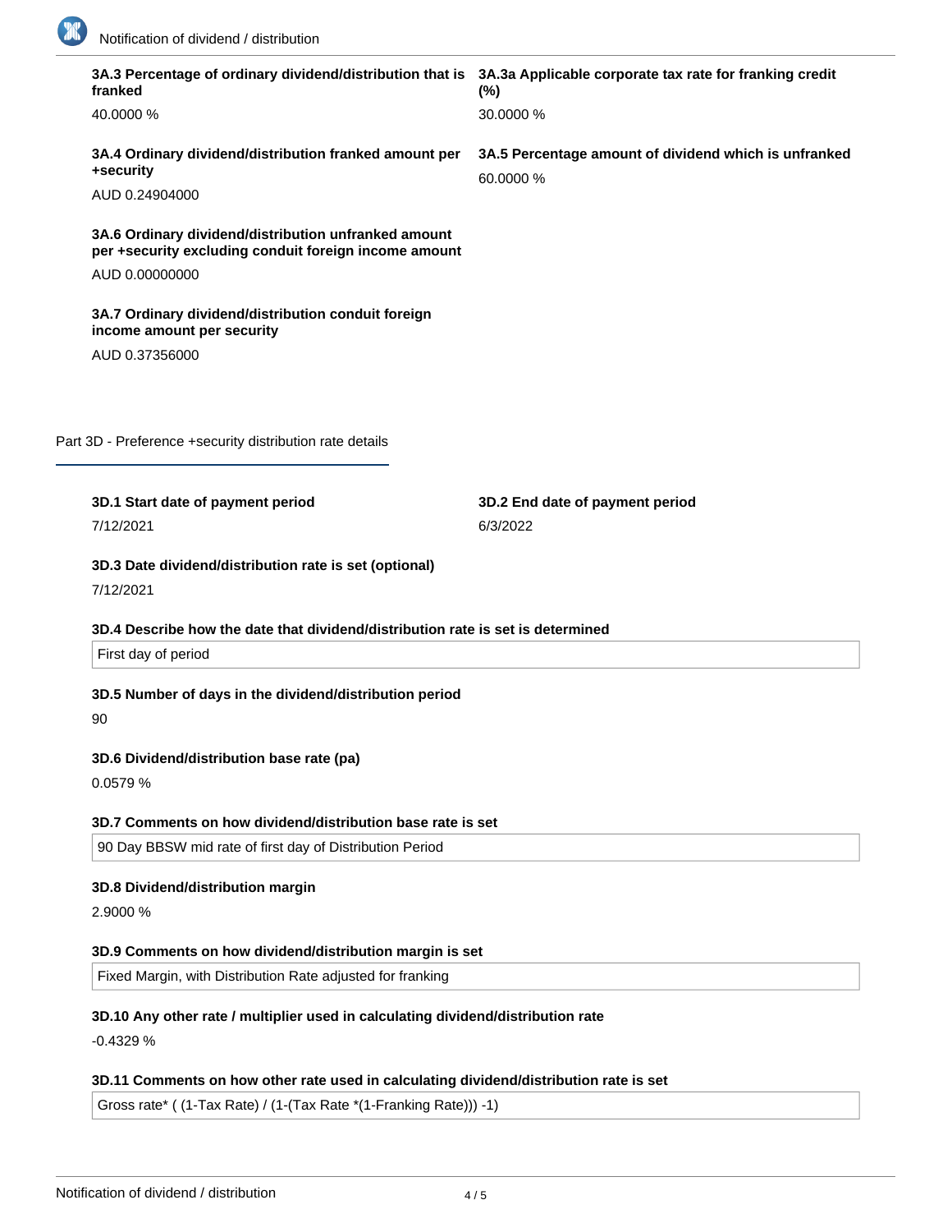**3A.3 Percentage of ordinary dividend/distribution that is franked**

40.0000 %

**3A.3a Applicable corporate tax rate for franking credit (%)**

30.0000 %

**3A.4 Ordinary dividend/distribution franked amount per +security**

AUD 0.24904000

**3A.5 Percentage amount of dividend which is unfranked**

60.0000 %

**3A.6 Ordinary dividend/distribution unfranked amount per +security excluding conduit foreign income amount**

AUD 0.00000000

**3A.7 Ordinary dividend/distribution conduit foreign income amount per security**

AUD 0.37356000

## Part 3D - Preference +security distribution rate details

**3D.1 Start date of payment period**

7/12/2021

**3D.2 End date of payment period**

6/3/2022

**3D.3 Date dividend/distribution rate is set (optional)**

7/12/2021

**3D.4 Describe how the date that dividend/distribution rate is set is determined**

First day of period

**3D.5 Number of days in the dividend/distribution period**

90

**3D.6 Dividend/distribution base rate (pa)**

0.0579 %

**3D.7 Comments on how dividend/distribution base rate is set**

90 Day BBSW mid rate of first day of Distribution Period

**3D.8 Dividend/distribution margin**

2.9000 %

**3D.9 Comments on how dividend/distribution margin is set**

Fixed Margin, with Distribution Rate adjusted for franking

**3D.10 Any other rate / multiplier used in calculating dividend/distribution rate**

-0.4329 %

**3D.11 Comments on how other rate used in calculating dividend/distribution rate is set**

Gross rate* ( (1-Tax Rate) / (1-(Tax Rate *(1-Franking Rate))) -1)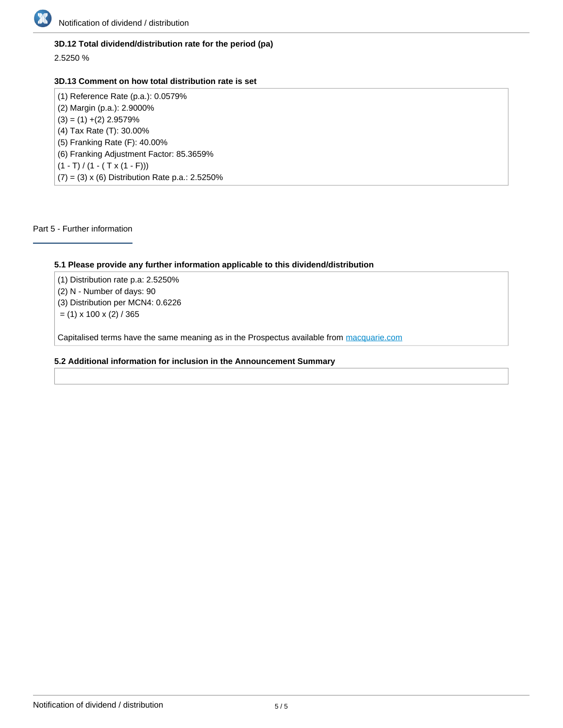### 3D.12 Total dividend/distribution rate for the period (pa)

2.5250 %

### 3D.13 Comment on how total distribution rate is set

(1) Reference Rate (p.a.): 0.0579%
(2) Margin (p.a.): 2.9000%
(3) = (1) +(2) 2.9579%
(4) Tax Rate (T): 30.00%
(5) Franking Rate (F): 40.00%
(6) Franking Adjustment Factor: 85.3659%
(1 - T) / (1 - ( T x (1 - F)))
(7) = (3) x (6) Distribution Rate p.a.: 2.5250%

## Part 5 - Further information

### 5.1 Please provide any further information applicable to this dividend/distribution

(1) Distribution rate p.a: 2.5250%
(2) N - Number of days: 90
(3) Distribution per MCN4: 0.6226
= (1) x 100 x (2) / 365

Capitalised terms have the same meaning as in the Prospectus available from macquarie.com

### 5.2 Additional information for inclusion in the Announcement Summary